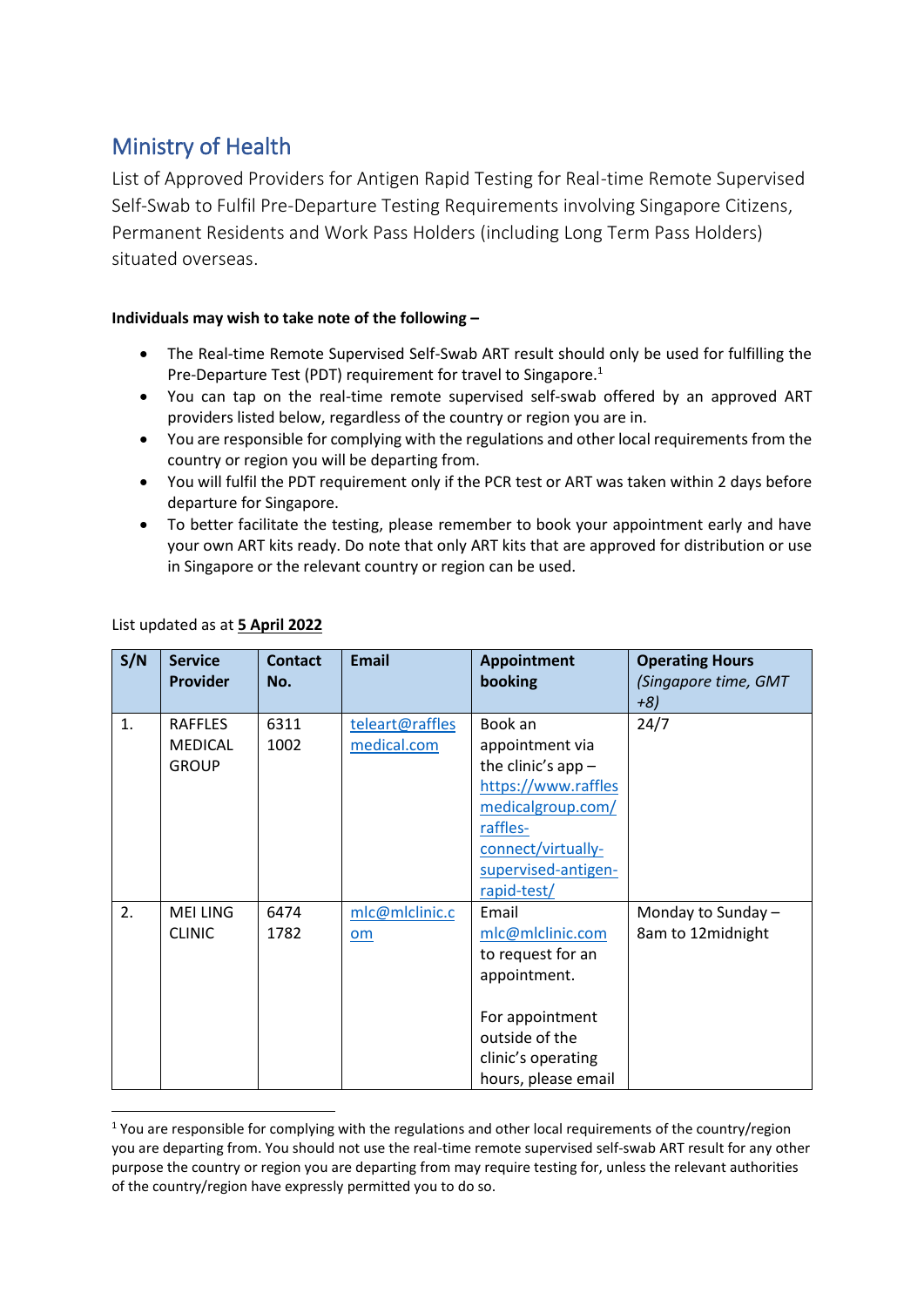# Ministry of Health

List of Approved Providers for Antigen Rapid Testing for Real-time Remote Supervised Self-Swab to Fulfil Pre-Departure Testing Requirements involving Singapore Citizens, Permanent Residents and Work Pass Holders (including Long Term Pass Holders) situated overseas.

**Individuals may wish to take note of the following –**

- The Real-time Remote Supervised Self-Swab ART result should only be used for fulfilling the Pre-Departure Test (PDT) requirement for travel to Singapore.[1]
- You can tap on the real-time remote supervised self-swab offered by an approved ART providers listed below, regardless of the country or region you are in.
- You are responsible for complying with the regulations and other local requirements from the country or region you will be departing from.
- You will fulfil the PDT requirement only if the PCR test or ART was taken within 2 days before departure for Singapore.
- To better facilitate the testing, please remember to book your appointment early and have your own ART kits ready. Do note that only ART kits that are approved for distribution or use in Singapore or the relevant country or region can be used.

List updated as at **5 April 2022**

| S/N | Service Provider | Contact No. | Email | Appointment booking | Operating Hours *(Singapore time, GMT +8)* |
|---|---|---|---|---|---|
| 1. | RAFFLES MEDICAL GROUP | 6311 1002 | teleart@rafflesmedical.com | Book an appointment via the clinic's app – https://www.rafflesmedicalgroup.com/raffles-connect/virtually-supervised-antigen-rapid-test/ | 24/7 |
| 2. | MEI LING CLINIC | 6474 1782 | mlc@mlclinic.com | Email mlc@mlclinic.com to request for an appointment.<br><br>For appointment outside of the clinic's operating hours, please email | Monday to Sunday – 8am to 12midnight |

[1] You are responsible for complying with the regulations and other local requirements of the country/region you are departing from. You should not use the real-time remote supervised self-swab ART result for any other purpose the country or region you are departing from may require testing for, unless the relevant authorities of the country/region have expressly permitted you to do so.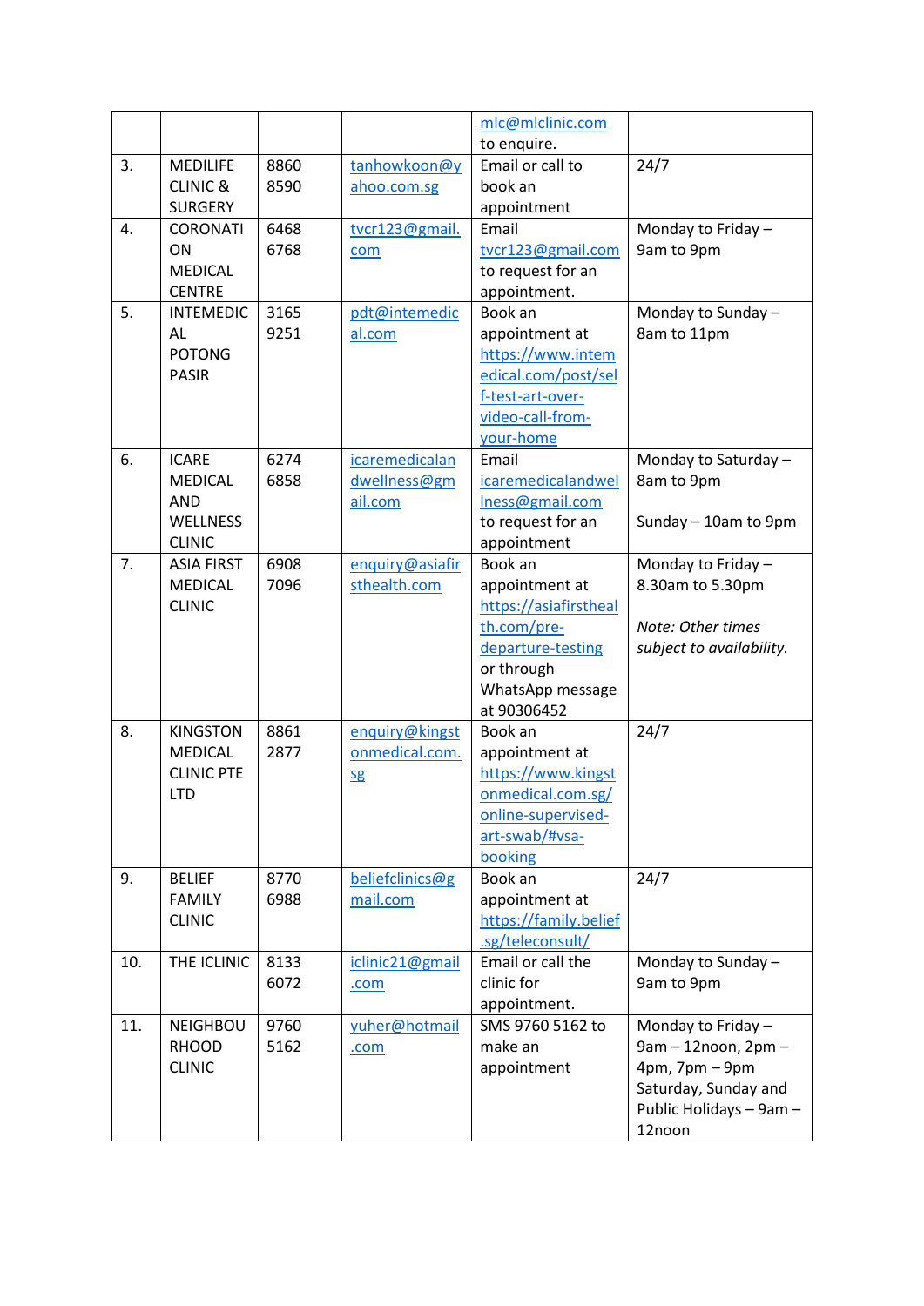| | | | | mlc@mlclinic.com to enquire. | |
|---|---|---|---|---|---|
| 3. | MEDILIFE CLINIC & SURGERY | 8860 8590 | tanhowkoon@yahoo.com.sg | Email or call to book an appointment | 24/7 |
| 4. | CORONATION MEDICAL CENTRE | 6468 6768 | tvcr123@gmail.com | Email tvcr123@gmail.com to request for an appointment. | Monday to Friday – 9am to 9pm |
| 5. | INTEMEDICAL POTONG PASIR | 3165 9251 | pdt@intemedical.com | Book an appointment at https://www.intemedical.com/post/self-test-art-over-video-call-from-your-home | Monday to Sunday – 8am to 11pm |
| 6. | ICARE MEDICAL AND WELLNESS CLINIC | 6274 6858 | icaremedicalandwellness@gmail.com | Email icaremedicalandwellness@gmail.com to request for an appointment | Monday to Saturday – 8am to 9pm<br><br>Sunday – 10am to 9pm |
| 7. | ASIA FIRST MEDICAL CLINIC | 6908 7096 | enquiry@asiafirsthealth.com | Book an appointment at https://asiafirsthealth.com/pre-departure-testing or through WhatsApp message at 90306452 | Monday to Friday – 8.30am to 5.30pm<br><br>*Note: Other times subject to availability.* |
| 8. | KINGSTON MEDICAL CLINIC PTE LTD | 8861 2877 | enquiry@kingstonmedical.com.sg | Book an appointment at https://www.kingstonmedical.com.sg/online-supervised-art-swab/#vsa-booking | 24/7 |
| 9. | BELIEF FAMILY CLINIC | 8770 6988 | beliefclinics@gmail.com | Book an appointment at https://family.belief.sg/teleconsult/ | 24/7 |
| 10. | THE ICLINIC | 8133 6072 | iclinic21@gmail.com | Email or call the clinic for appointment. | Monday to Sunday – 9am to 9pm |
| 11. | NEIGHBOURHOOD CLINIC | 9760 5162 | yuher@hotmail.com | SMS 9760 5162 to make an appointment | Monday to Friday – 9am – 12noon, 2pm – 4pm, 7pm – 9pm Saturday, Sunday and Public Holidays – 9am – 12noon |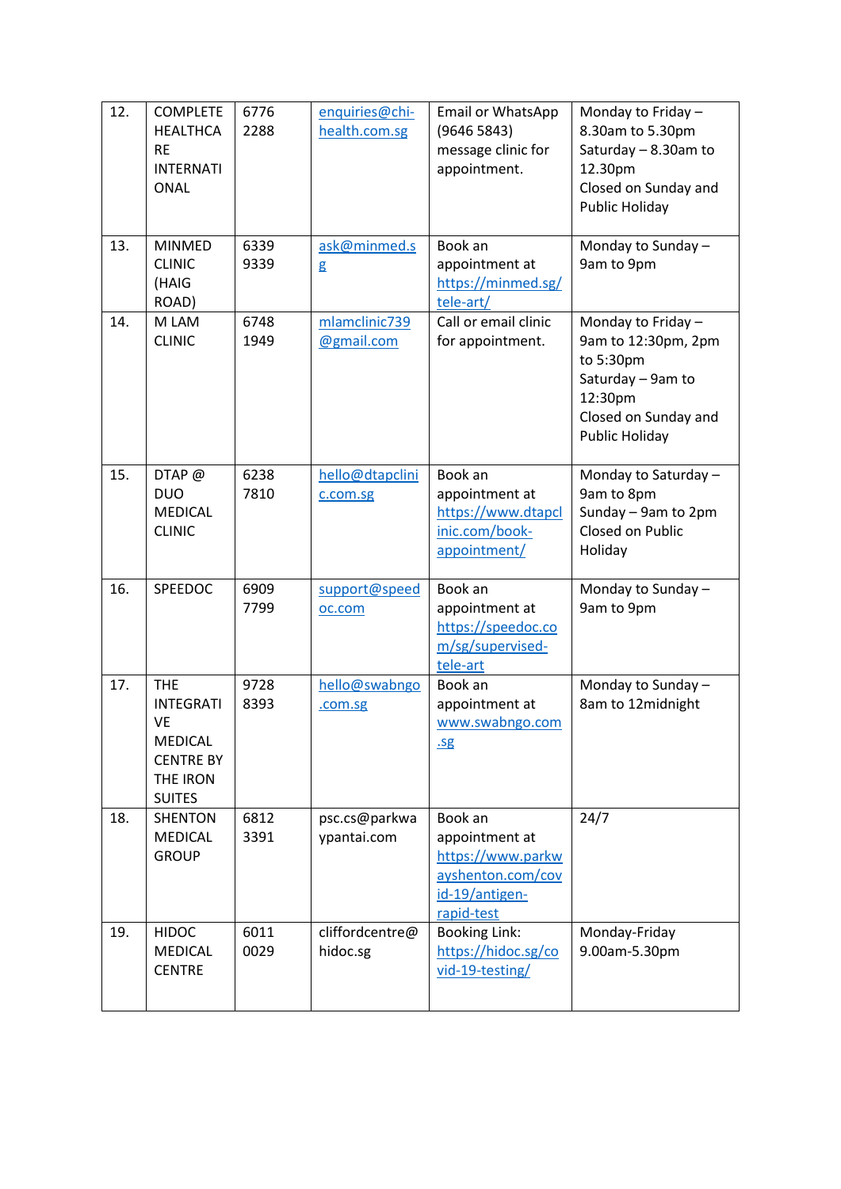| 12. | COMPLETE HEALTHCARE INTERNATIONAL | 6776 2288 | enquiries@chi-health.com.sg | Email or WhatsApp (9646 5843) message clinic for appointment. | Monday to Friday – 8.30am to 5.30pm<br>Saturday – 8.30am to 12.30pm<br>Closed on Sunday and Public Holiday |
|---|---|---|---|---|---|
| 13. | MINMED CLINIC (HAIG ROAD) | 6339 9339 | ask@minmed.sg | Book an appointment at https://minmed.sg/tele-art/ | Monday to Sunday – 9am to 9pm |
| 14. | M LAM CLINIC | 6748 1949 | mlamclinic739@gmail.com | Call or email clinic for appointment. | Monday to Friday – 9am to 12:30pm, 2pm to 5:30pm<br>Saturday – 9am to 12:30pm<br>Closed on Sunday and Public Holiday |
| 15. | DTAP @ DUO MEDICAL CLINIC | 6238 7810 | hello@dtapclinic.com.sg | Book an appointment at https://www.dtapclinic.com/book-appointment/ | Monday to Saturday – 9am to 8pm<br>Sunday – 9am to 2pm<br>Closed on Public Holiday |
| 16. | SPEEDOC | 6909 7799 | support@speedoc.com | Book an appointment at https://speedoc.com/sg/supervised-tele-art | Monday to Sunday – 9am to 9pm |
| 17. | THE INTEGRATIVE MEDICAL CENTRE BY THE IRON SUITES | 9728 8393 | hello@swabngo.com.sg | Book an appointment at www.swabngo.com.sg | Monday to Sunday – 8am to 12midnight |
| 18. | SHENTON MEDICAL GROUP | 6812 3391 | psc.cs@parkwaypantai.com | Book an appointment at https://www.parkwayshenton.com/covid-19/antigen-rapid-test | 24/7 |
| 19. | HIDOC MEDICAL CENTRE | 6011 0029 | cliffordcentre@hidoc.sg | Booking Link: https://hidoc.sg/covid-19-testing/ | Monday-Friday 9.00am-5.30pm |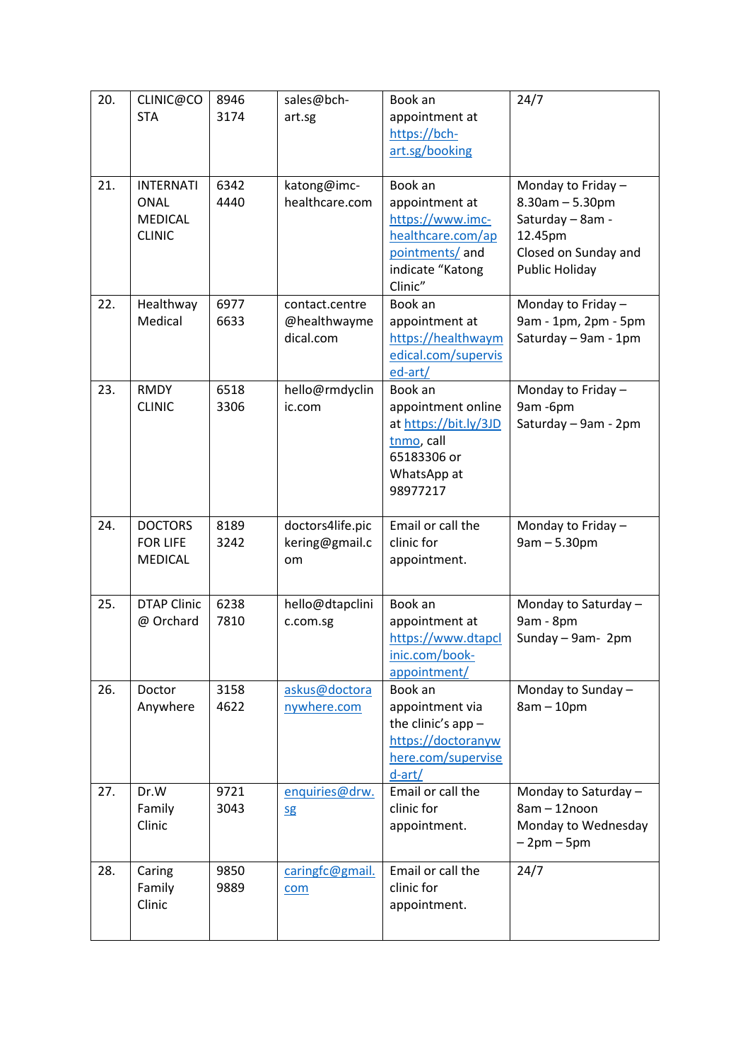| 20. | CLINIC@COSTA | 8946 3174 | sales@bch-art.sg | Book an appointment at https://bch-art.sg/booking | 24/7 |
|---|---|---|---|---|---|
| 21. | INTERNATIONAL MEDICAL CLINIC | 6342 4440 | katong@imc-healthcare.com | Book an appointment at https://www.imc-healthcare.com/appointments/ and indicate “Katong Clinic” | Monday to Friday – 8.30am – 5.30pm<br>Saturday – 8am - 12.45pm<br>Closed on Sunday and Public Holiday |
| 22. | Healthway Medical | 6977 6633 | contact.centre@healthwaymedical.com | Book an appointment at https://healthwaymedical.com/supervised-art/ | Monday to Friday – 9am - 1pm, 2pm - 5pm<br>Saturday – 9am - 1pm |
| 23. | RMDY CLINIC | 6518 3306 | hello@rmdyclinic.com | Book an appointment online at https://bit.ly/3JDtnmo, call 65183306 or WhatsApp at 98977217 | Monday to Friday – 9am -6pm<br>Saturday – 9am - 2pm |
| 24. | DOCTORS FOR LIFE MEDICAL | 8189 3242 | doctors4life.pickering@gmail.com | Email or call the clinic for appointment. | Monday to Friday – 9am – 5.30pm |
| 25. | DTAP Clinic @ Orchard | 6238 7810 | hello@dtapclinic.com.sg | Book an appointment at https://www.dtapclinic.com/book-appointment/ | Monday to Saturday – 9am - 8pm<br>Sunday – 9am- 2pm |
| 26. | Doctor Anywhere | 3158 4622 | askus@doctoranywhere.com | Book an appointment via the clinic’s app – https://doctoranywhere.com/supervised-art/ | Monday to Sunday – 8am – 10pm |
| 27. | Dr.W Family Clinic | 9721 3043 | enquiries@drw.sg | Email or call the clinic for appointment. | Monday to Saturday – 8am – 12noon<br>Monday to Wednesday – 2pm – 5pm |
| 28. | Caring Family Clinic | 9850 9889 | caringfc@gmail.com | Email or call the clinic for appointment. | 24/7 |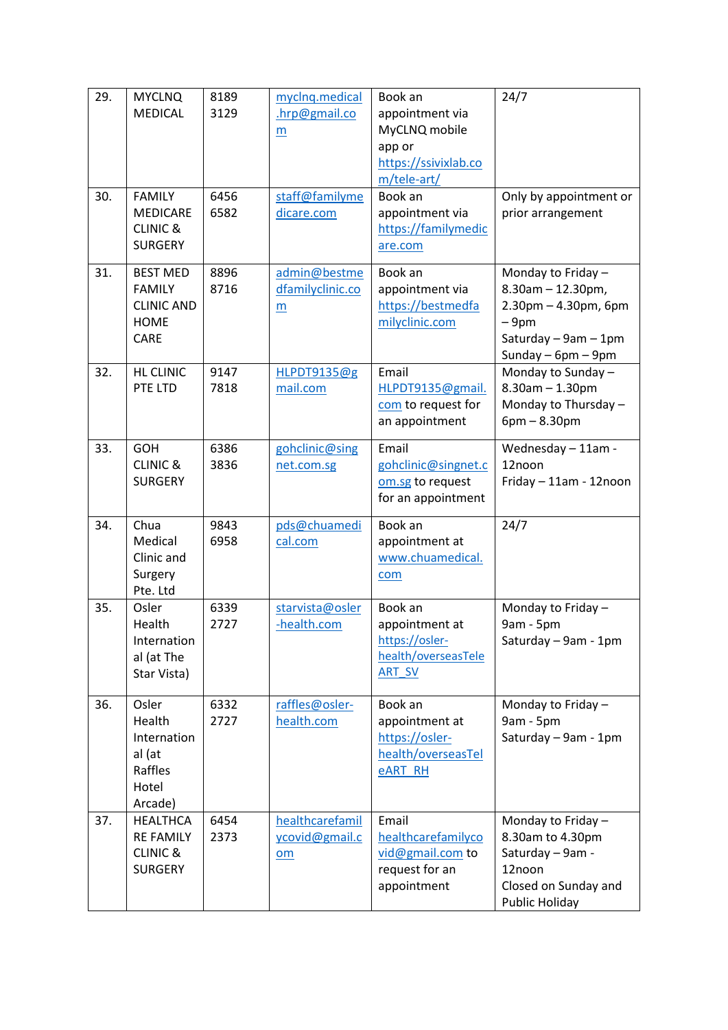| 29. | MYCLNQ MEDICAL | 8189 3129 | myclnq.medical.hrp@gmail.com | Book an appointment via MyCLNQ mobile app or https://ssivixlab.com/tele-art/ | 24/7 |
|---|---|---|---|---|---|
| 30. | FAMILY MEDICARE CLINIC & SURGERY | 6456 6582 | staff@familymedicare.com | Book an appointment via https://familymedicare.com | Only by appointment or prior arrangement |
| 31. | BEST MED FAMILY CLINIC AND HOME CARE | 8896 8716 | admin@bestmedfamilyclinic.com | Book an appointment via https://bestmedfamilyclinic.com | Monday to Friday – 8.30am – 12.30pm, 2.30pm – 4.30pm, 6pm – 9pm<br>Saturday – 9am – 1pm<br>Sunday – 6pm – 9pm |
| 32. | HL CLINIC PTE LTD | 9147 7818 | HLPDT9135@gmail.com | Email HLPDT9135@gmail.com to request for an appointment | Monday to Sunday – 8.30am – 1.30pm<br>Monday to Thursday – 6pm – 8.30pm |
| 33. | GOH CLINIC & SURGERY | 6386 3836 | gohclinic@singnet.com.sg | Email gohclinic@singnet.com.sg to request for an appointment | Wednesday – 11am - 12noon<br>Friday – 11am - 12noon |
| 34. | Chua Medical Clinic and Surgery Pte. Ltd | 9843 6958 | pds@chuamedical.com | Book an appointment at www.chuamedical.com | 24/7 |
| 35. | Osler Health International (at The Star Vista) | 6339 2727 | starvista@osler-health.com | Book an appointment at https://osler-health/overseasTeleART_SV | Monday to Friday – 9am - 5pm<br>Saturday – 9am - 1pm |
| 36. | Osler Health International (at Raffles Hotel Arcade) | 6332 2727 | raffles@osler-health.com | Book an appointment at https://osler-health/overseasTeleART_RH | Monday to Friday – 9am - 5pm<br>Saturday – 9am - 1pm |
| 37. | HEALTHCARE FAMILY CLINIC & SURGERY | 6454 2373 | healthcarefamilycovid@gmail.com | Email healthcarefamilycovid@gmail.com to request for an appointment | Monday to Friday – 8.30am to 4.30pm<br>Saturday – 9am - 12noon<br>Closed on Sunday and Public Holiday |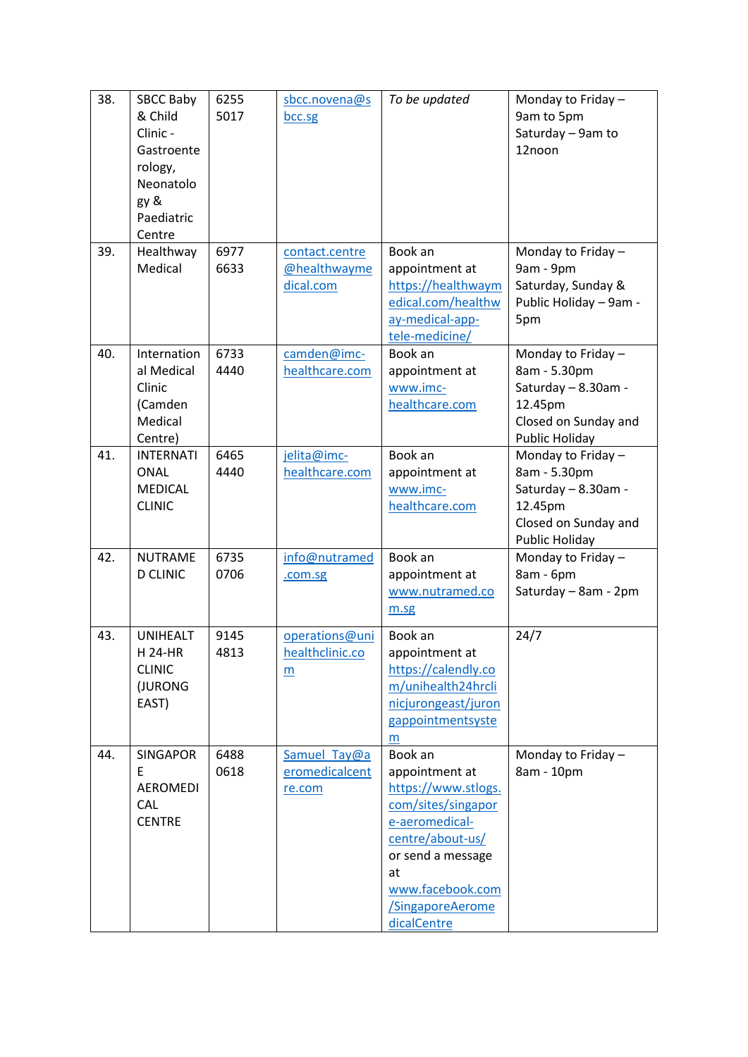| 38. | SBCC Baby & Child Clinic - Gastroenterology, Neonatology & Paediatric Centre | 6255 5017 | sbcc.novena@sbcc.sg | *To be updated* | Monday to Friday – 9am to 5pm<br>Saturday – 9am to 12noon |
|---|---|---|---|---|---|
| 39. | Healthway Medical | 6977 6633 | contact.centre@healthwaymedical.com | Book an appointment at https://healthwaymedical.com/healthway-medical-app-tele-medicine/ | Monday to Friday – 9am - 9pm<br>Saturday, Sunday & Public Holiday – 9am - 5pm |
| 40. | International Medical Clinic (Camden Medical Centre) | 6733 4440 | camden@imc-healthcare.com | Book an appointment at www.imc-healthcare.com | Monday to Friday – 8am - 5.30pm<br>Saturday – 8.30am - 12.45pm<br>Closed on Sunday and Public Holiday |
| 41. | INTERNATIONAL MEDICAL CLINIC | 6465 4440 | jelita@imc-healthcare.com | Book an appointment at www.imc-healthcare.com | Monday to Friday – 8am - 5.30pm<br>Saturday – 8.30am - 12.45pm<br>Closed on Sunday and Public Holiday |
| 42. | NUTRAMED CLINIC | 6735 0706 | info@nutramed.com.sg | Book an appointment at www.nutramed.com.sg | Monday to Friday – 8am - 6pm<br>Saturday – 8am - 2pm |
| 43. | UNIHEALTH 24-HR CLINIC (JURONG EAST) | 9145 4813 | operations@unihealthclinic.com | Book an appointment at https://calendly.com/unihealth24hrclinicjurongeast/jurongappointmentsystem | 24/7 |
| 44. | SINGAPORE AEROMEDICAL CENTRE | 6488 0618 | Samuel_Tay@aeromedicalcentre.com | Book an appointment at https://www.stlogs.com/sites/singapore-aeromedical-centre/about-us/ or send a message at www.facebook.com/SingaporeAeromedicalCentre | Monday to Friday – 8am - 10pm |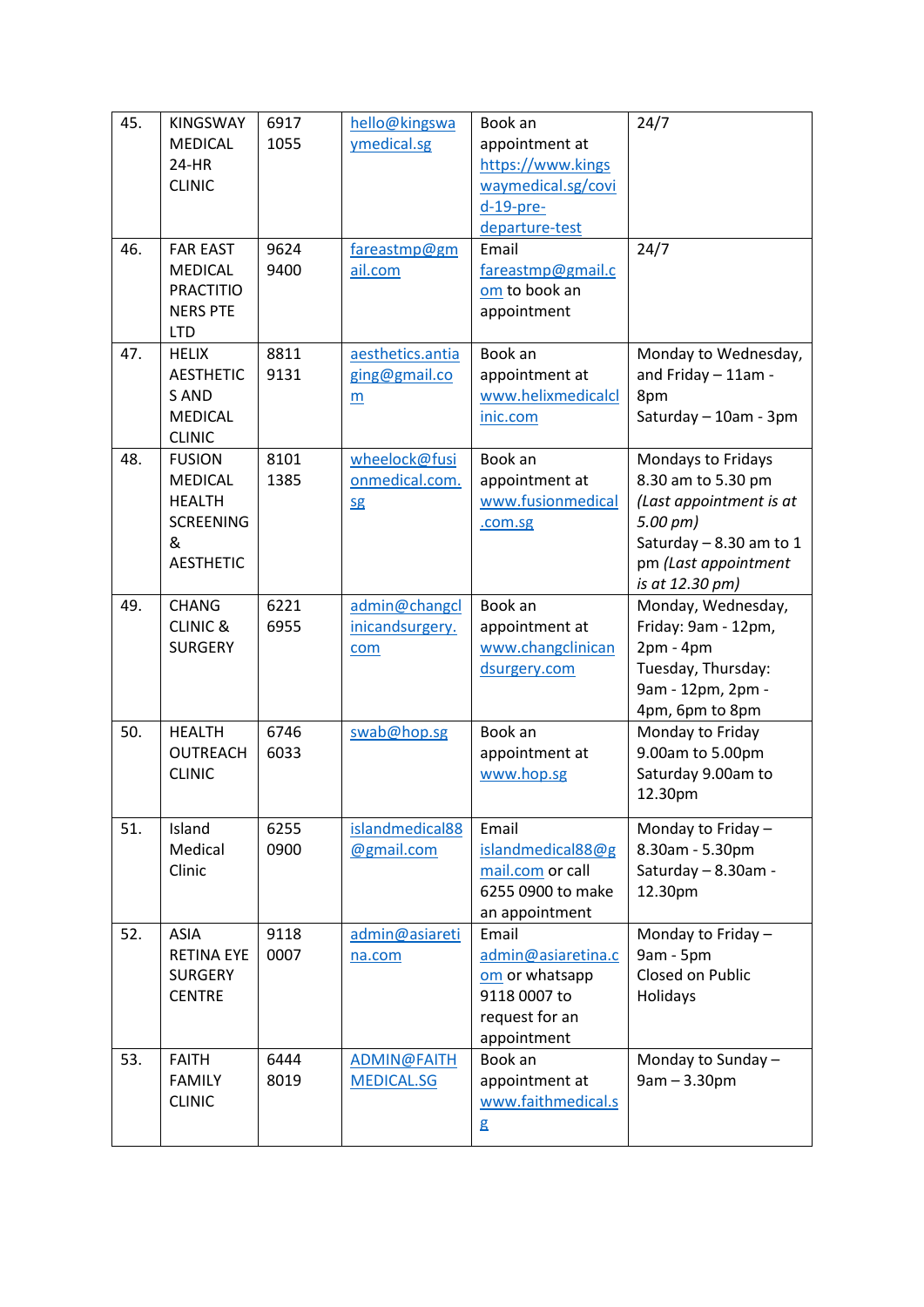| 45. | KINGSWAY MEDICAL 24-HR CLINIC | 6917 1055 | hello@kingswaymedical.sg | Book an appointment at https://www.kingswaymedical.sg/covid-19-pre-departure-test | 24/7 |
|---|---|---|---|---|---|
| 46. | FAR EAST MEDICAL PRACTITIONERS PTE LTD | 9624 9400 | fareastmp@gmail.com | Email fareastmp@gmail.com to book an appointment | 24/7 |
| 47. | HELIX AESTHETICS AND MEDICAL CLINIC | 8811 9131 | aesthetics.antiaging@gmail.com | Book an appointment at www.helixmedicalclinic.com | Monday to Wednesday, and Friday – 11am - 8pm<br>Saturday – 10am - 3pm |
| 48. | FUSION MEDICAL HEALTH SCREENING & AESTHETIC | 8101 1385 | wheelock@fusionmedical.com.sg | Book an appointment at www.fusionmedical.com.sg | Mondays to Fridays 8.30 am to 5.30 pm *(Last appointment is at 5.00 pm)*<br>Saturday – 8.30 am to 1 pm *(Last appointment is at 12.30 pm)* |
| 49. | CHANG CLINIC & SURGERY | 6221 6955 | admin@changclinicandsurgery.com | Book an appointment at www.changclinicandsurgery.com | Monday, Wednesday, Friday: 9am - 12pm, 2pm - 4pm<br>Tuesday, Thursday: 9am - 12pm, 2pm - 4pm, 6pm to 8pm |
| 50. | HEALTH OUTREACH CLINIC | 6746 6033 | swab@hop.sg | Book an appointment at www.hop.sg | Monday to Friday 9.00am to 5.00pm<br>Saturday 9.00am to 12.30pm |
| 51. | Island Medical Clinic | 6255 0900 | islandmedical88@gmail.com | Email islandmedical88@gmail.com or call 6255 0900 to make an appointment | Monday to Friday – 8.30am - 5.30pm<br>Saturday – 8.30am - 12.30pm |
| 52. | ASIA RETINA EYE SURGERY CENTRE | 9118 0007 | admin@asiaretina.com | Email admin@asiaretina.com or whatsapp 9118 0007 to request for an appointment | Monday to Friday – 9am - 5pm<br>Closed on Public Holidays |
| 53. | FAITH FAMILY CLINIC | 6444 8019 | ADMIN@FAITHMEDICAL.SG | Book an appointment at www.faithmedical.sg | Monday to Sunday – 9am – 3.30pm |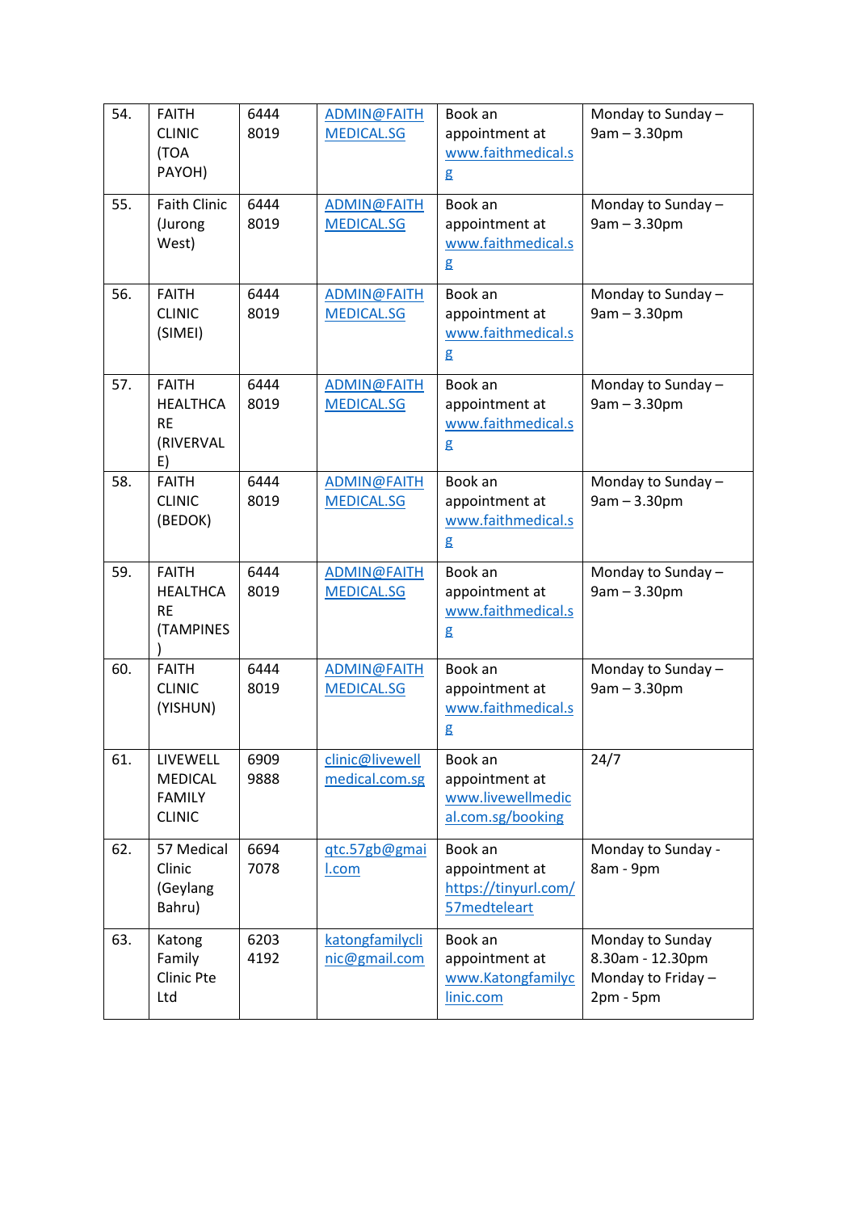| 54. | FAITH CLINIC (TOA PAYOH) | 6444 8019 | ADMIN@FAITHMEDICAL.SG | Book an appointment at www.faithmedical.sg | Monday to Sunday – 9am – 3.30pm |
|---|---|---|---|---|---|
| 55. | Faith Clinic (Jurong West) | 6444 8019 | ADMIN@FAITHMEDICAL.SG | Book an appointment at www.faithmedical.sg | Monday to Sunday – 9am – 3.30pm |
| 56. | FAITH CLINIC (SIMEI) | 6444 8019 | ADMIN@FAITHMEDICAL.SG | Book an appointment at www.faithmedical.sg | Monday to Sunday – 9am – 3.30pm |
| 57. | FAITH HEALTHCARE (RIVERVALE) | 6444 8019 | ADMIN@FAITHMEDICAL.SG | Book an appointment at www.faithmedical.sg | Monday to Sunday – 9am – 3.30pm |
| 58. | FAITH CLINIC (BEDOK) | 6444 8019 | ADMIN@FAITHMEDICAL.SG | Book an appointment at www.faithmedical.sg | Monday to Sunday – 9am – 3.30pm |
| 59. | FAITH HEALTHCARE (TAMPINES) | 6444 8019 | ADMIN@FAITHMEDICAL.SG | Book an appointment at www.faithmedical.sg | Monday to Sunday – 9am – 3.30pm |
| 60. | FAITH CLINIC (YISHUN) | 6444 8019 | ADMIN@FAITHMEDICAL.SG | Book an appointment at www.faithmedical.sg | Monday to Sunday – 9am – 3.30pm |
| 61. | LIVEWELL MEDICAL FAMILY CLINIC | 6909 9888 | clinic@livewellmedical.com.sg | Book an appointment at www.livewellmedical.com.sg/booking | 24/7 |
| 62. | 57 Medical Clinic (Geylang Bahru) | 6694 7078 | qtc.57gb@gmail.com | Book an appointment at https://tinyurl.com/57medteleart | Monday to Sunday - 8am - 9pm |
| 63. | Katong Family Clinic Pte Ltd | 6203 4192 | katongfamilyclinic@gmail.com | Book an appointment at www.Katongfamilyclinic.com | Monday to Sunday 8.30am - 12.30pm<br>Monday to Friday – 2pm - 5pm |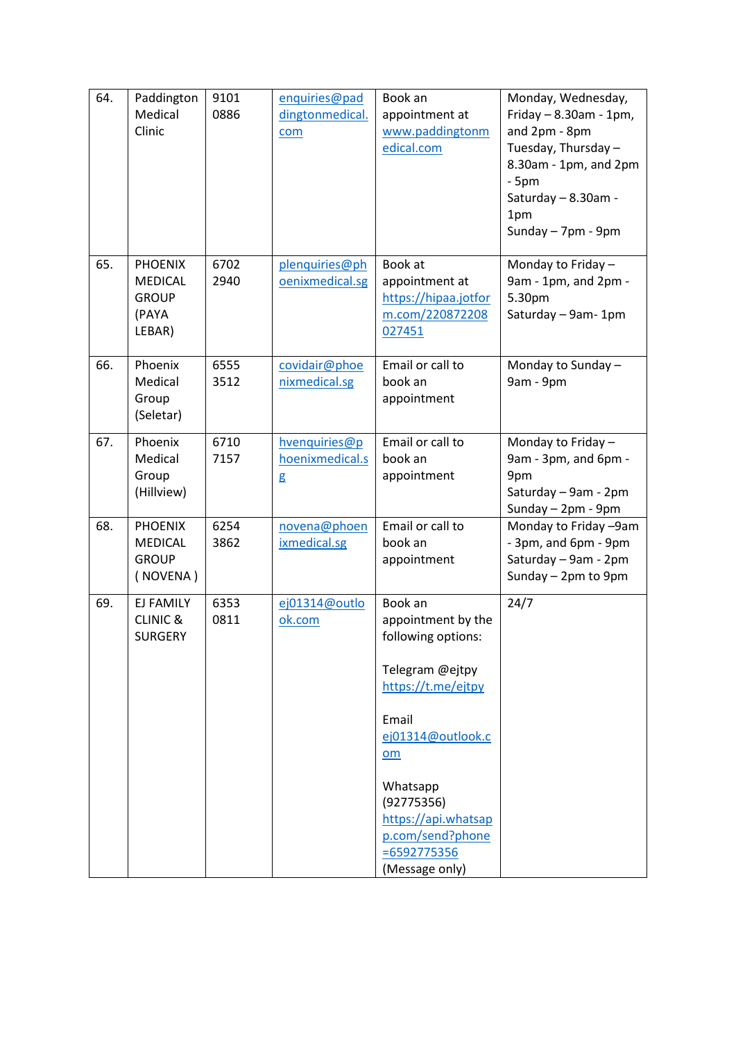| 64. | Paddington Medical Clinic | 9101 0886 | enquiries@paddingtonmedical.com | Book an appointment at www.paddingtonmedical.com | Monday, Wednesday, Friday – 8.30am - 1pm, and 2pm - 8pm<br>Tuesday, Thursday – 8.30am - 1pm, and 2pm - 5pm<br>Saturday – 8.30am - 1pm<br>Sunday – 7pm - 9pm |
|---|---|---|---|---|---|
| 65. | PHOENIX MEDICAL GROUP (PAYA LEBAR) | 6702 2940 | plenquiries@phoenixmedical.sg | Book at appointment at https://hipaa.jotform.com/220872208027451 | Monday to Friday – 9am - 1pm, and 2pm - 5.30pm<br>Saturday – 9am- 1pm |
| 66. | Phoenix Medical Group (Seletar) | 6555 3512 | covidair@phoenixmedical.sg | Email or call to book an appointment | Monday to Sunday – 9am - 9pm |
| 67. | Phoenix Medical Group (Hillview) | 6710 7157 | hvenquiries@phoenixmedical.sg | Email or call to book an appointment | Monday to Friday – 9am - 3pm, and 6pm - 9pm<br>Saturday – 9am - 2pm<br>Sunday – 2pm - 9pm |
| 68. | PHOENIX MEDICAL GROUP ( NOVENA ) | 6254 3862 | novena@phoenixmedical.sg | Email or call to book an appointment | Monday to Friday –9am - 3pm, and 6pm - 9pm<br>Saturday – 9am - 2pm<br>Sunday – 2pm to 9pm |
| 69. | EJ FAMILY CLINIC & SURGERY | 6353 0811 | ej01314@outlook.com | Book an appointment by the following options:<br><br>Telegram @ejtpy https://t.me/ejtpy<br><br>Email ej01314@outlook.com<br><br>Whatsapp (92775356) https://api.whatsapp.com/send?phone=6592775356 (Message only) | 24/7 |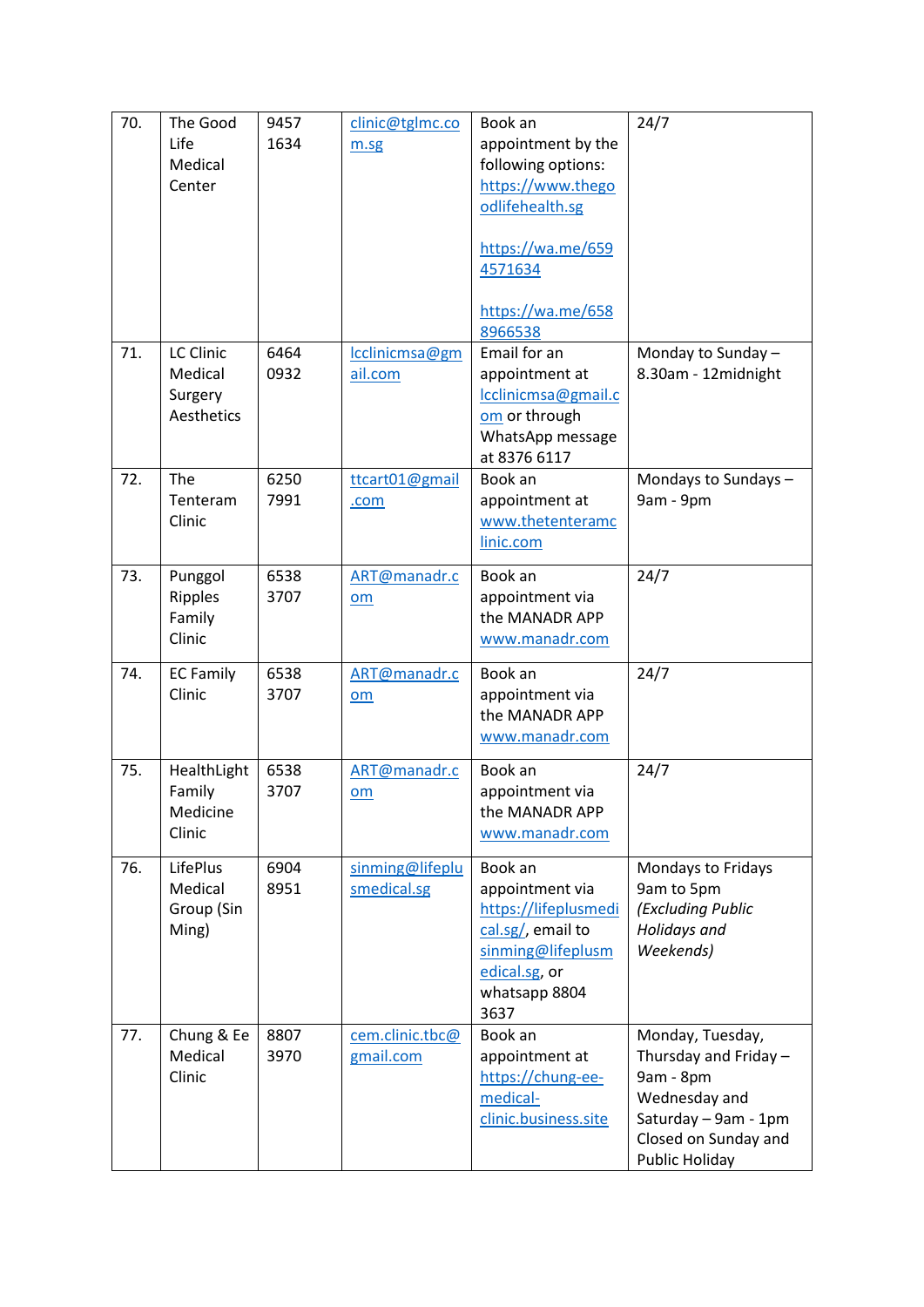| 70. | The Good Life Medical Center | 9457 1634 | clinic@tglmc.com.sg | Book an appointment by the following options: https://www.thegoodlifehealth.sg<br><br>https://wa.me/6594571634<br><br>https://wa.me/6588966538 | 24/7 |
|---|---|---|---|---|---|
| 71. | LC Clinic Medical Surgery Aesthetics | 6464 0932 | lcclinicmsa@gmail.com | Email for an appointment at lcclinicmsa@gmail.com or through WhatsApp message at 8376 6117 | Monday to Sunday – 8.30am - 12midnight |
| 72. | The Tenteram Clinic | 6250 7991 | ttcart01@gmail.com | Book an appointment at www.thetenteramclinic.com | Mondays to Sundays – 9am - 9pm |
| 73. | Punggol Ripples Family Clinic | 6538 3707 | ART@manadr.com | Book an appointment via the MANADR APP www.manadr.com | 24/7 |
| 74. | EC Family Clinic | 6538 3707 | ART@manadr.com | Book an appointment via the MANADR APP www.manadr.com | 24/7 |
| 75. | HealthLight Family Medicine Clinic | 6538 3707 | ART@manadr.com | Book an appointment via the MANADR APP www.manadr.com | 24/7 |
| 76. | LifePlus Medical Group (Sin Ming) | 6904 8951 | sinming@lifeplusmedical.sg | Book an appointment via https://lifeplusmedical.sg/, email to sinming@lifeplusmedical.sg, or whatsapp 8804 3637 | Mondays to Fridays 9am to 5pm *(Excluding Public Holidays and Weekends)* |
| 77. | Chung & Ee Medical Clinic | 8807 3970 | cem.clinic.tbc@gmail.com | Book an appointment at https://chung-ee-medical-clinic.business.site | Monday, Tuesday, Thursday and Friday – 9am - 8pm<br>Wednesday and Saturday – 9am - 1pm<br>Closed on Sunday and Public Holiday |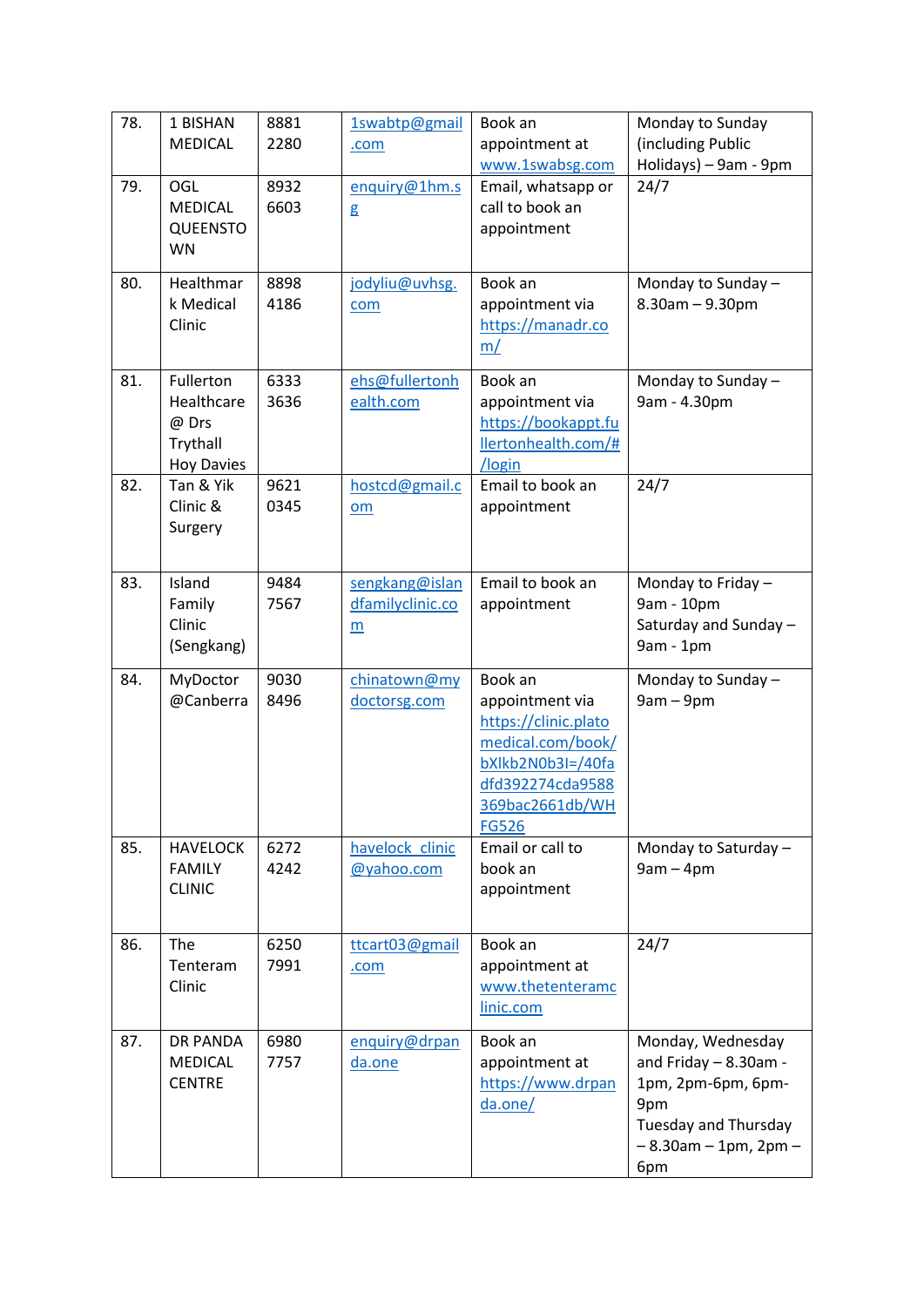| 78. | 1 BISHAN MEDICAL | 8881 2280 | 1swabtp@gmail.com | Book an appointment at www.1swabsg.com | Monday to Sunday (including Public Holidays) – 9am - 9pm |
|---|---|---|---|---|---|
| 79. | OGL MEDICAL QUEENSTOWN | 8932 6603 | enquiry@1hm.sg | Email, whatsapp or call to book an appointment | 24/7 |
| 80. | Healthmark Medical Clinic | 8898 4186 | jodyliu@uvhsg.com | Book an appointment via https://manadr.com/ | Monday to Sunday – 8.30am – 9.30pm |
| 81. | Fullerton Healthcare @ Drs Trythall Hoy Davies | 6333 3636 | ehs@fullertonhealth.com | Book an appointment via https://bookappt.fullertonhealth.com/#/login | Monday to Sunday – 9am - 4.30pm |
| 82. | Tan & Yik Clinic & Surgery | 9621 0345 | hostcd@gmail.com | Email to book an appointment | 24/7 |
| 83. | Island Family Clinic (Sengkang) | 9484 7567 | sengkang@islandfamilyclinic.com | Email to book an appointment | Monday to Friday – 9am - 10pm<br>Saturday and Sunday – 9am - 1pm |
| 84. | MyDoctor @Canberra | 9030 8496 | chinatown@mydoctorsg.com | Book an appointment via https://clinic.platomedical.com/book/bXlkb2N0b3I=/40fadfd392274cda9588369bac2661db/WHFG526 | Monday to Sunday – 9am – 9pm |
| 85. | HAVELOCK FAMILY CLINIC | 6272 4242 | havelock_clinic@yahoo.com | Email or call to book an appointment | Monday to Saturday – 9am – 4pm |
| 86. | The Tenteram Clinic | 6250 7991 | ttcart03@gmail.com | Book an appointment at www.thetenteramclinic.com | 24/7 |
| 87. | DR PANDA MEDICAL CENTRE | 6980 7757 | enquiry@drpanda.one | Book an appointment at https://www.drpanda.one/ | Monday, Wednesday and Friday – 8.30am - 1pm, 2pm-6pm, 6pm-9pm<br>Tuesday and Thursday – 8.30am – 1pm, 2pm – 6pm |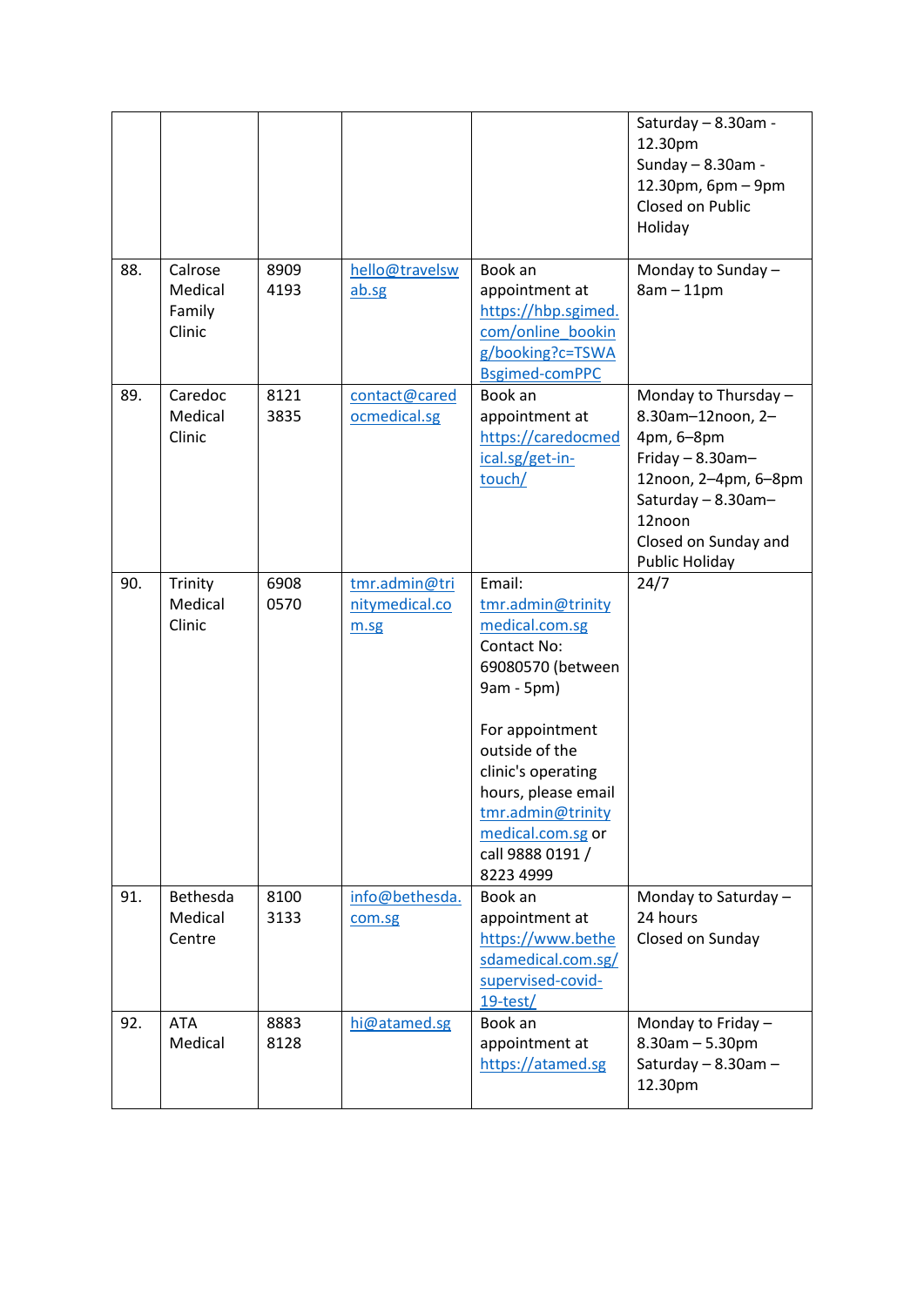| | | | | | |
|---|---|---|---|---|---|
| | | | | | Saturday – 8.30am - 12.30pm<br>Sunday – 8.30am - 12.30pm, 6pm – 9pm<br>Closed on Public Holiday |
| 88. | Calrose Medical Family Clinic | 8909 4193 | hello@travelswab.sg | Book an appointment at https://hbp.sgimed.com/online_booking/booking?c=TSWABsgimed-comPPC | Monday to Sunday – 8am – 11pm |
| 89. | Caredoc Medical Clinic | 8121 3835 | contact@caredocmedical.sg | Book an appointment at https://caredocmedical.sg/get-in-touch/ | Monday to Thursday – 8.30am–12noon, 2–4pm, 6–8pm<br>Friday – 8.30am–12noon, 2–4pm, 6–8pm<br>Saturday – 8.30am–12noon<br>Closed on Sunday and Public Holiday |
| 90. | Trinity Medical Clinic | 6908 0570 | tmr.admin@trinitymedical.com.sg | Email: tmr.admin@trinitymedical.com.sg<br>Contact No: 69080570 (between 9am - 5pm)<br><br>For appointment outside of the clinic's operating hours, please email tmr.admin@trinitymedical.com.sg or call 9888 0191 / 8223 4999 | 24/7 |
| 91. | Bethesda Medical Centre | 8100 3133 | info@bethesda.com.sg | Book an appointment at https://www.bethesdamedical.com.sg/supervised-covid-19-test/ | Monday to Saturday – 24 hours<br>Closed on Sunday |
| 92. | ATA Medical | 8883 8128 | hi@atamed.sg | Book an appointment at https://atamed.sg | Monday to Friday – 8.30am – 5.30pm<br>Saturday – 8.30am – 12.30pm |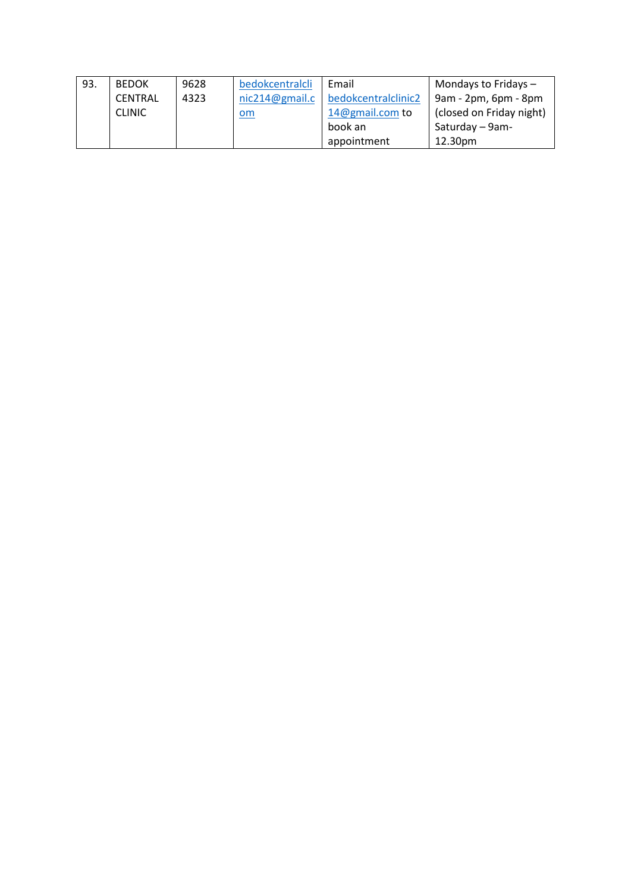| | | | | | |
|---|---|---|---|---|---|
| 93. | BEDOK CENTRAL CLINIC | 9628 4323 | bedokcentralclinic214@gmail.com | Email bedokcentralclinic214@gmail.com to book an appointment | Mondays to Fridays – 9am - 2pm, 6pm - 8pm (closed on Friday night) Saturday – 9am-12.30pm |